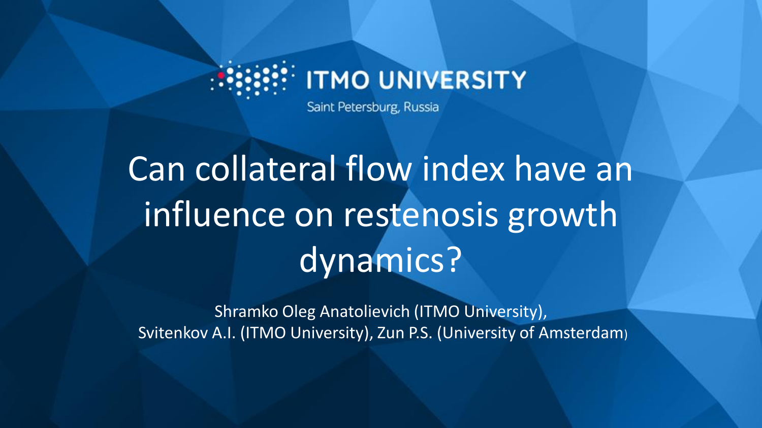ITMO UNIVERSITY

Saint Petersburg, Russia

# Can collateral flow index have an influence on restenosis growth dynamics?

Shramko Oleg Anatolievich (ITMO University), Svitenkov A.I. (ITMO University), Zun P.S. (University of Amsterdam)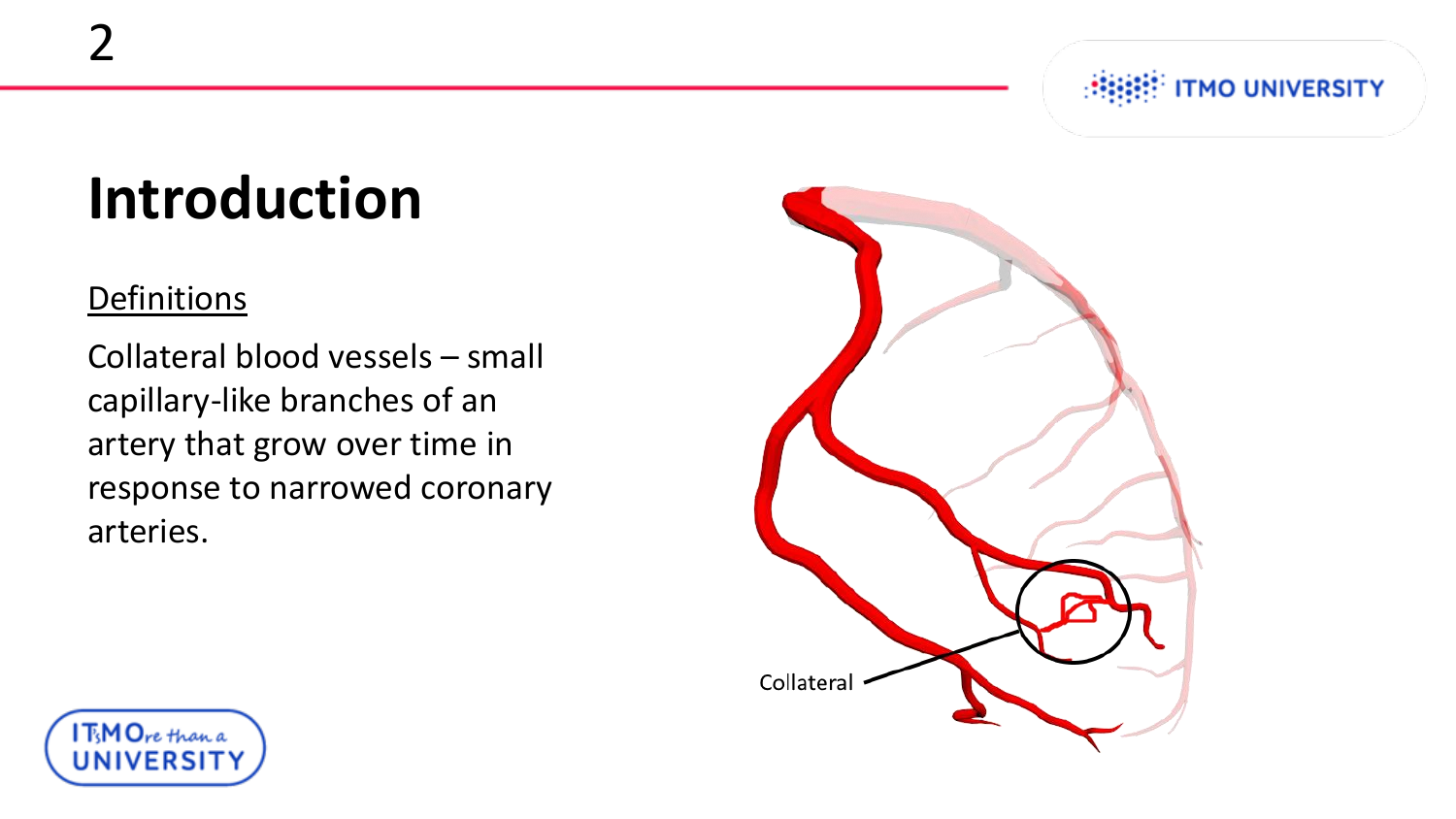# Introduction

Definitions

Collateral blood vessels – small capillary-like branches of an artery that grow over time in response to narrowed coronary arteries.

Collateral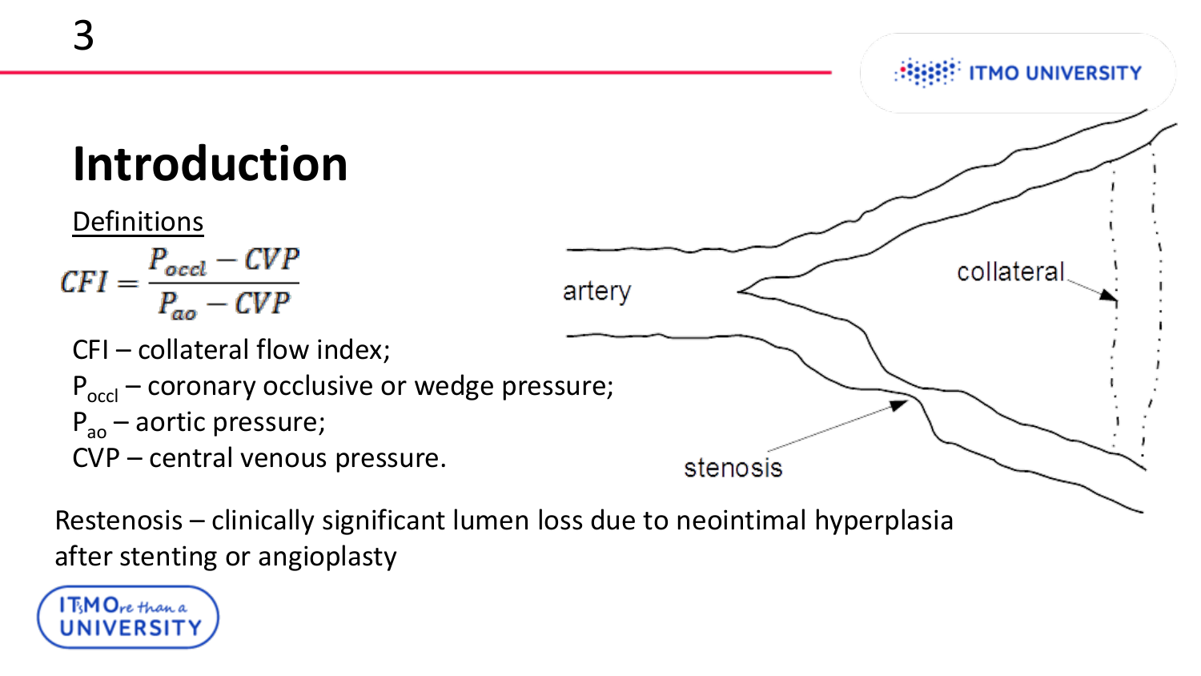# Introduction

Definitions

$$CFI = \frac{P_{occl} - CVP}{P_{ao} - CVP}$$

CFI – collateral flow index;

$P_{occl}$ – coronary occlusive or wedge pressure;

$P_{ao}$ – aortic pressure;

CVP – central venous pressure.

artery

collateral

stenosis

Restenosis – clinically significant lumen loss due to neointimal hyperplasia after stenting or angioplasty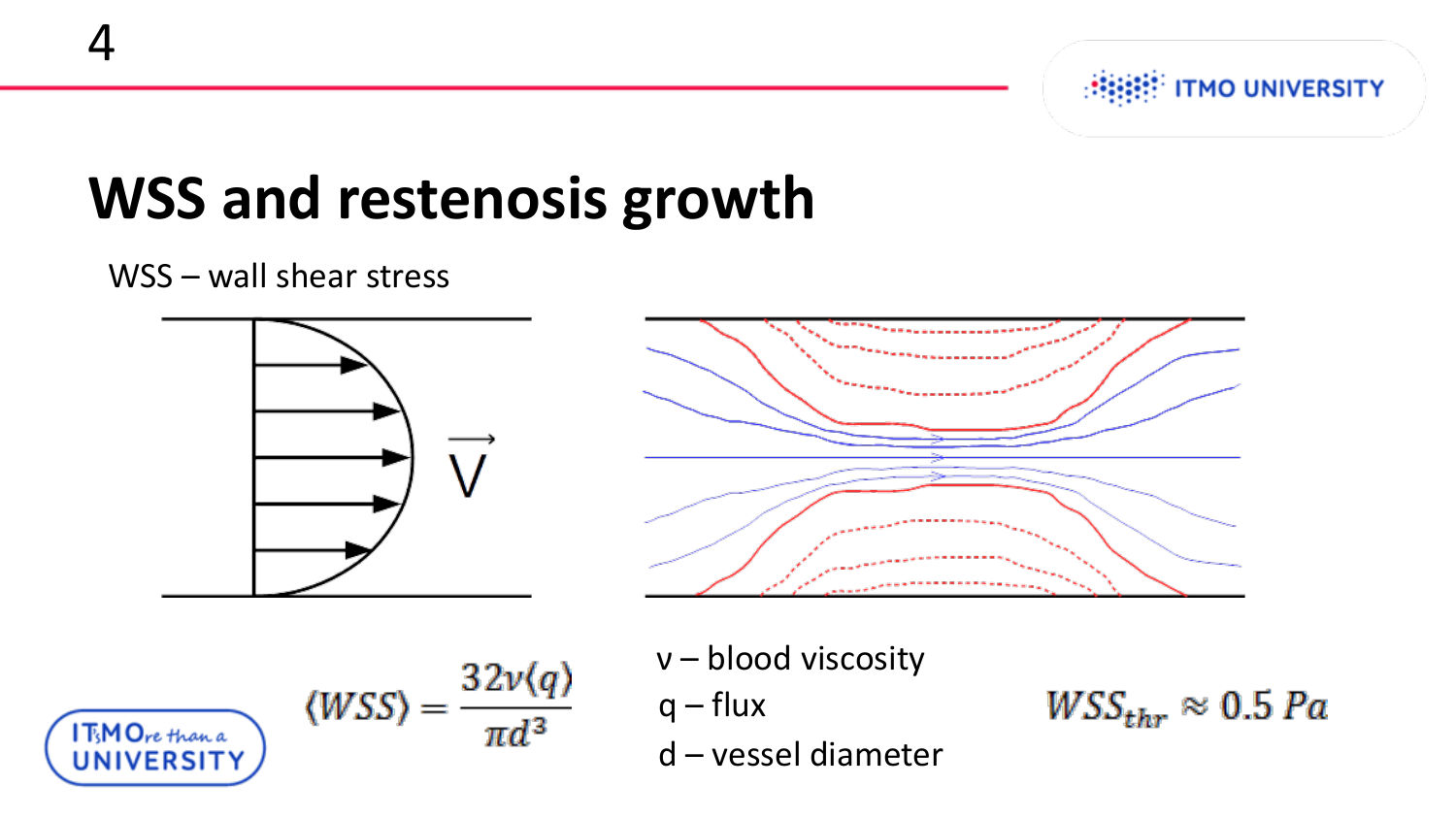# WSS and restenosis growth

WSS – wall shear stress

$\vec{V}$

$$\langle WSS \rangle = \frac{32\nu\langle q \rangle}{\pi d^3}$$

ν – blood viscosity
q – flux
d – vessel diameter

$$WSS_{thr} \approx 0.5\ Pa$$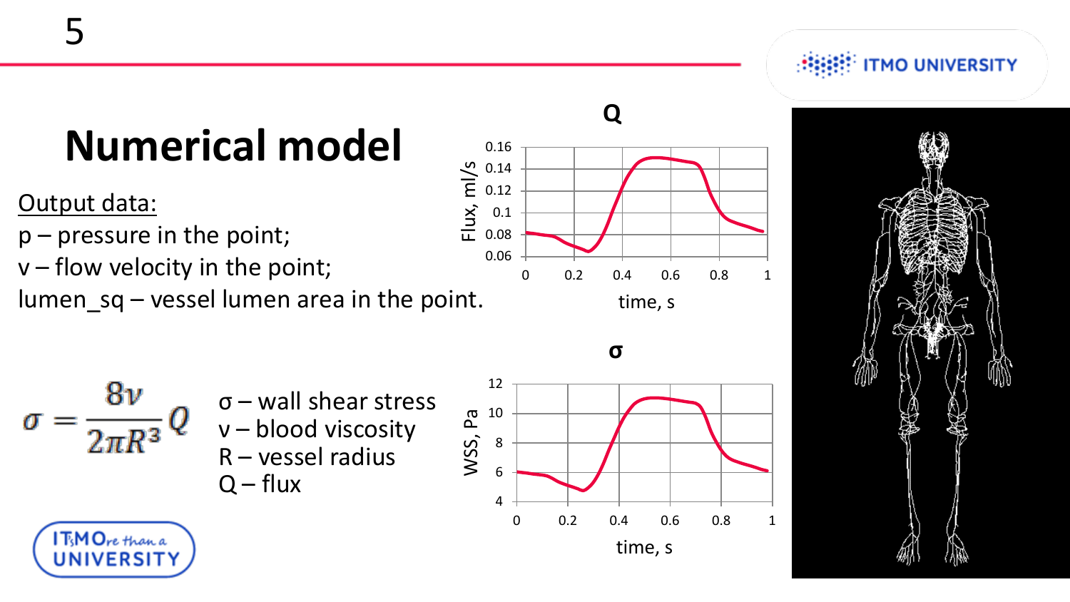# Numerical model

Output data:

p – pressure in the point;
v – flow velocity in the point;
lumen_sq – vessel lumen area in the point.

$$\sigma = \frac{8\nu}{2\pi R^3} Q$$

σ – wall shear stress
ν – blood viscosity
R – vessel radius
Q – flux

Q

Flux, ml/s

0.16
0.14
0.12
0.1
0.08
0.06

0
0.2
0.4
0.6
0.8
1

time, s

σ

WSS, Pa

12
10
8
6
4

0
0.2
0.4
0.6
0.8
1

time, s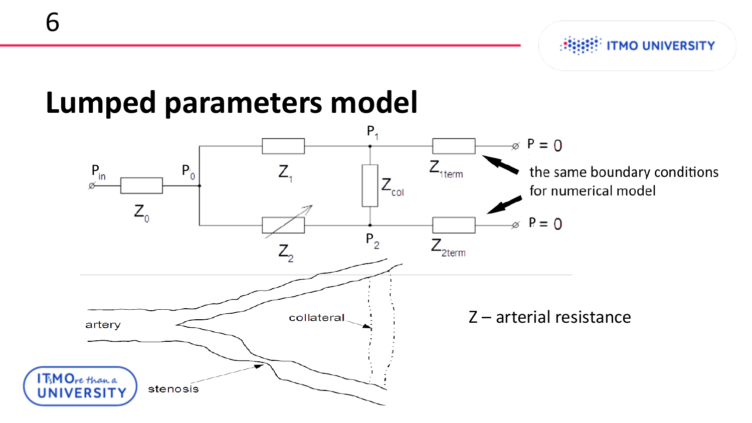# Lumped parameters model

$P_{in}$

$Z_0$

$P_0$

$Z_1$

$Z_2$

$P_1$

$P_2$

$Z_{col}$

$Z_{1term}$

$Z_{2term}$

P = 0

P = 0

the same boundary conditions for numerical model

artery

collateral

stenosis

Z – arterial resistance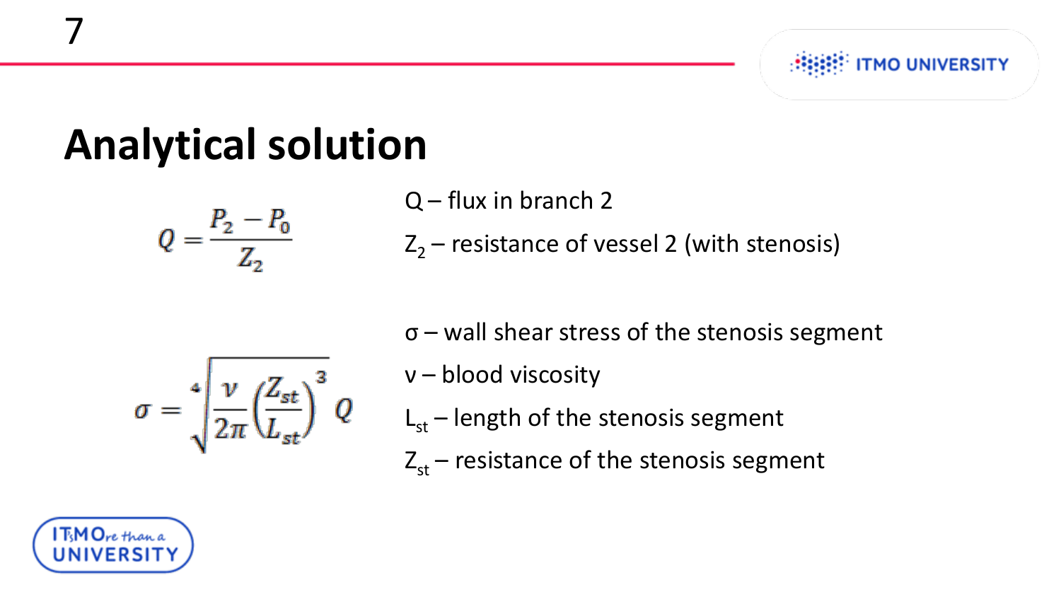# Analytical solution

$$Q = \frac{P_2 - P_0}{Z_2}$$

Q – flux in branch 2

$Z_2$ – resistance of vessel 2 (with stenosis)

$$\sigma = \sqrt[4]{\frac{\nu}{2\pi}\left(\frac{Z_{st}}{L_{st}}\right)^3 Q}$$

σ – wall shear stress of the stenosis segment

ν – blood viscosity

$L_{st}$ – length of the stenosis segment

$Z_{st}$ – resistance of the stenosis segment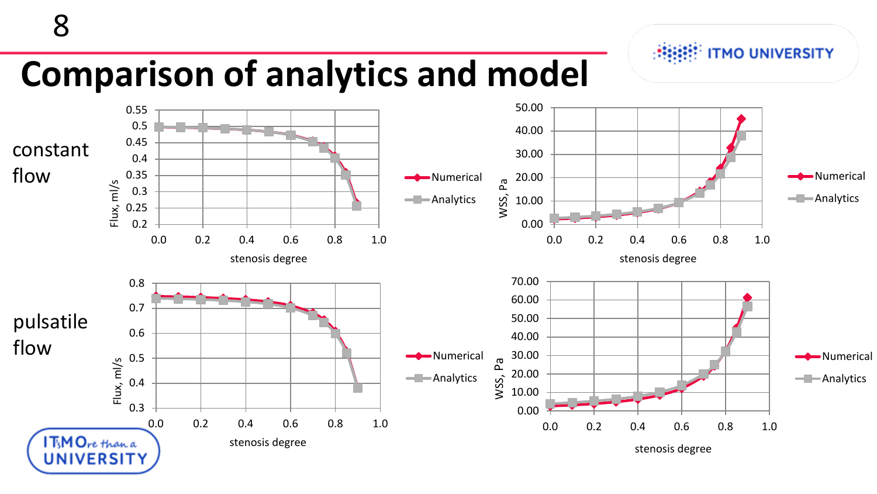# Comparison of analytics and model

constant flow

Flux, ml/s

0.55
0.5
0.45
0.4
0.35
0.3
0.25
0.2

0.0 0.2 0.4 0.6 0.8 1.0

stenosis degree

Numerical
Analytics

WSS, Pa

50.00
40.00
30.00
20.00
10.00
0.00

0.0 0.2 0.4 0.6 0.8 1.0

stenosis degree

Numerical
Analytics

pulsatile flow

Flux, ml/s

0.8
0.7
0.6
0.5
0.4
0.3

0.0 0.2 0.4 0.6 0.8 1.0

stenosis degree

Numerical
Analytics

WSS, Pa

70.00
60.00
50.00
40.00
30.00
20.00
10.00
0.00

0.0 0.2 0.4 0.6 0.8 1.0

stenosis degree

Numerical
Analytics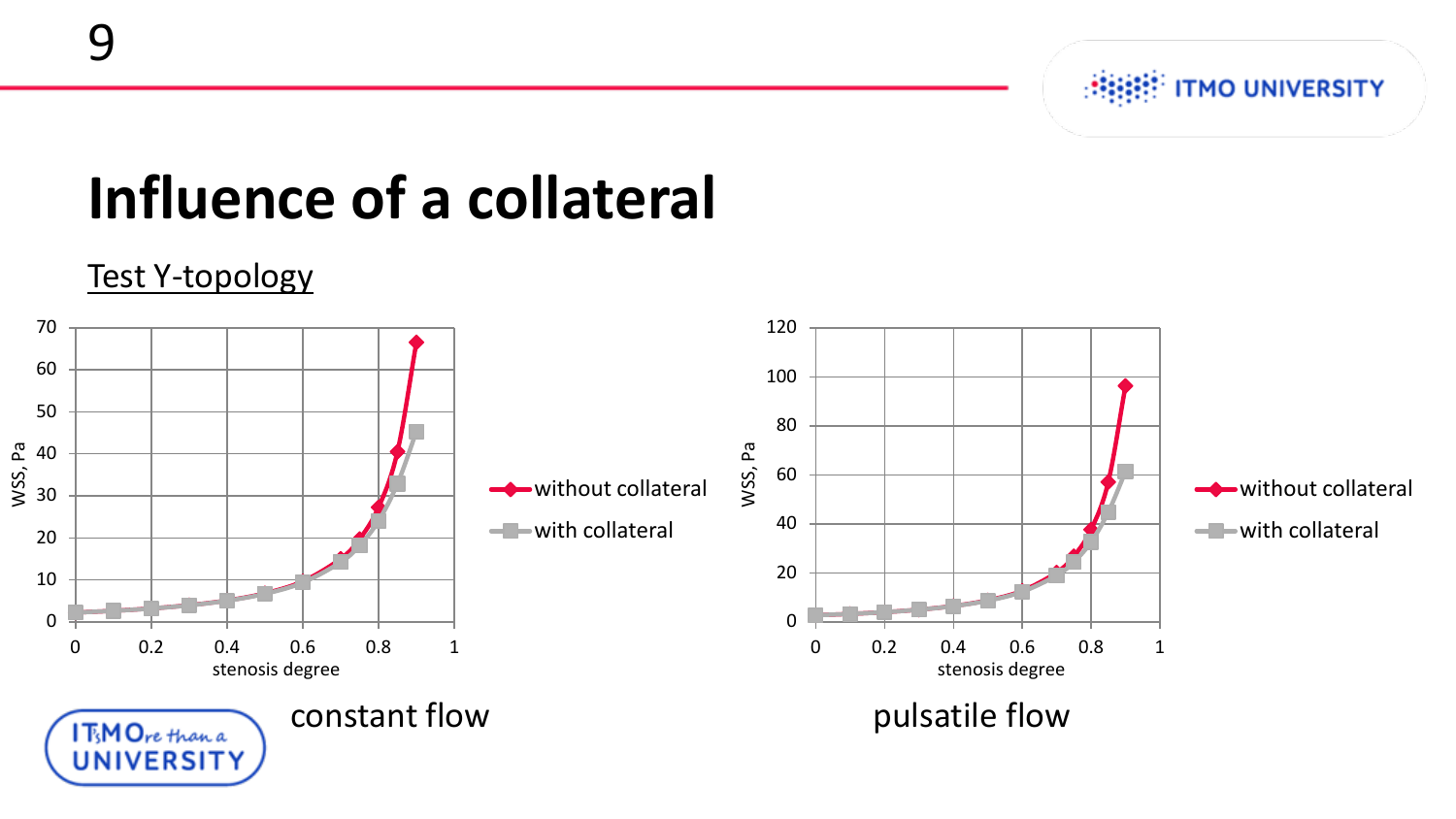# Influence of a collateral

Test Y-topology

constant flow

pulsatile flow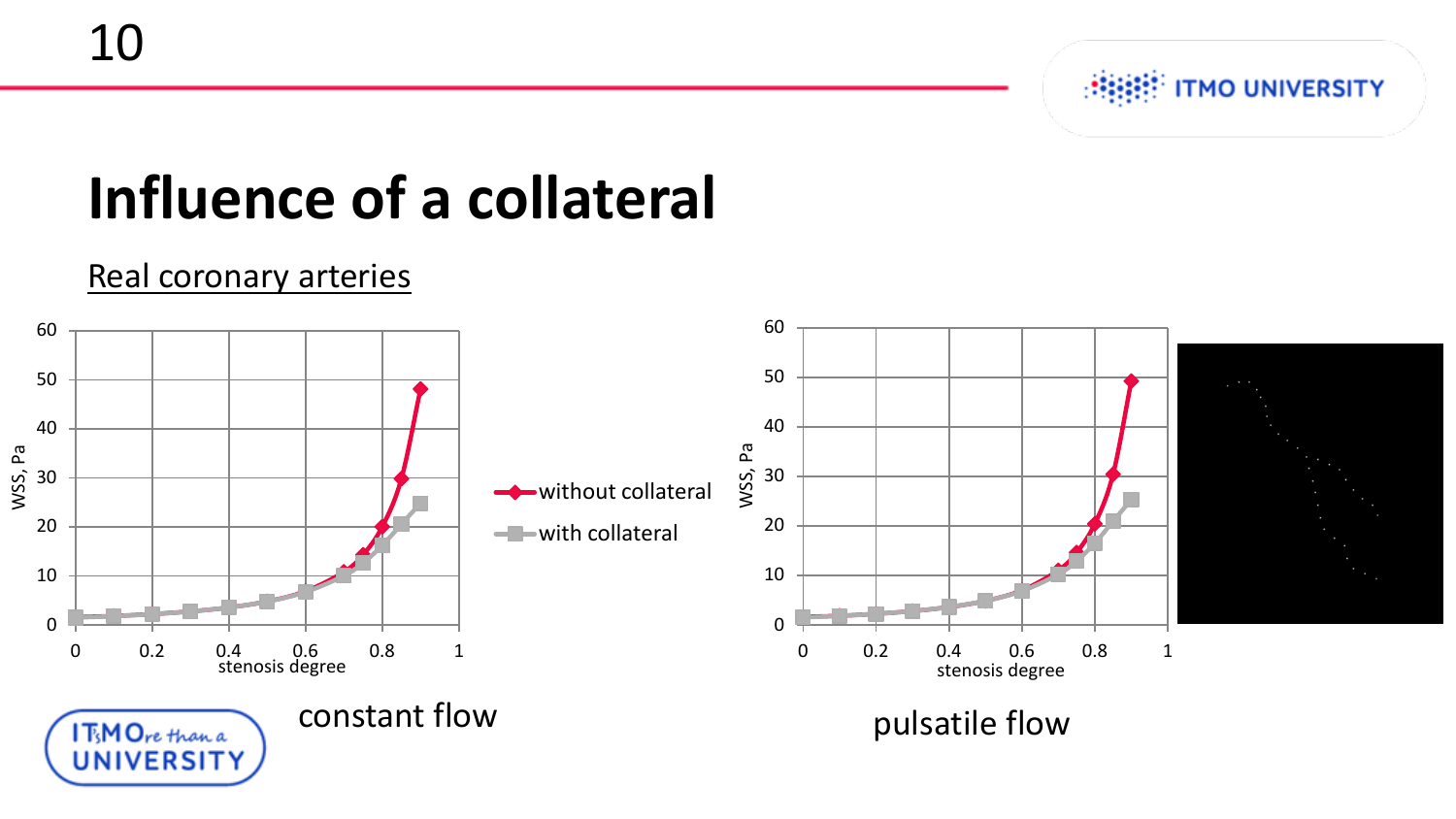# Influence of a collateral

Real coronary arteries

60
50
40
30
20
10
0
WSS, Pa
0
0.2
0.4
0.6
0.8
1
stenosis degree

without collateral
with collateral

constant flow

60
50
40
30
20
10
0
WSS, Pa
0
0.2
0.4
0.6
0.8
1
stenosis degree

pulsatile flow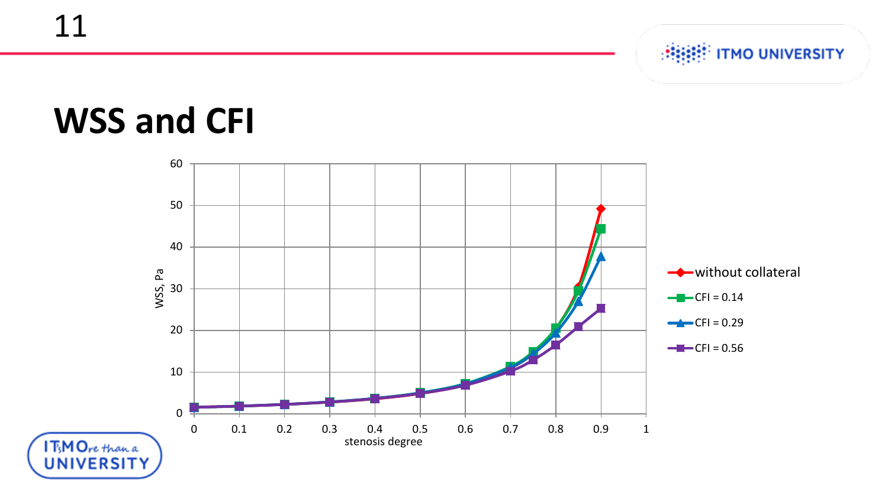# WSS and CFI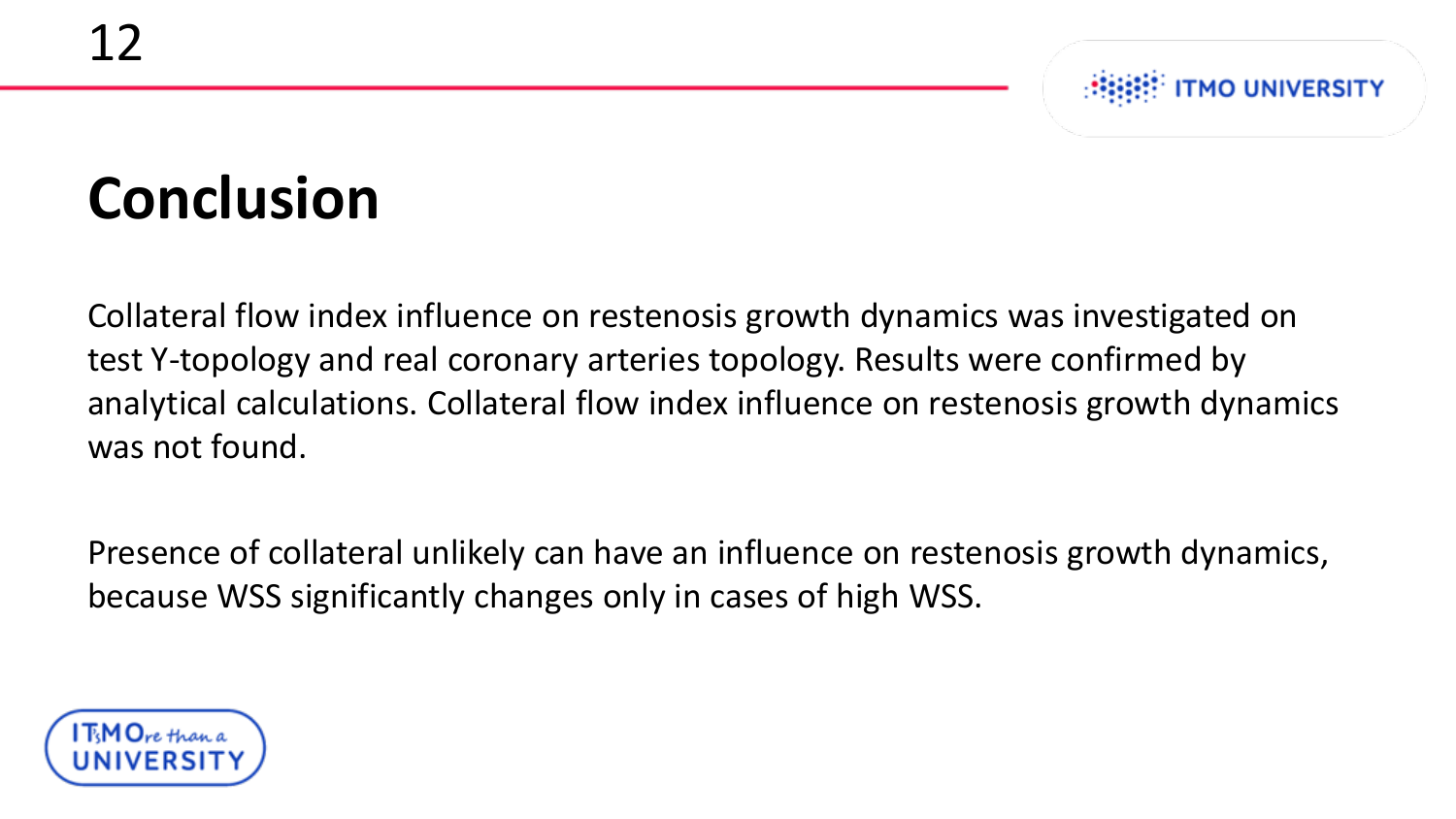# Conclusion

Collateral flow index influence on restenosis growth dynamics was investigated on test Y-topology and real coronary arteries topology. Results were confirmed by analytical calculations. Collateral flow index influence on restenosis growth dynamics was not found.

Presence of collateral unlikely can have an influence on restenosis growth dynamics, because WSS significantly changes only in cases of high WSS.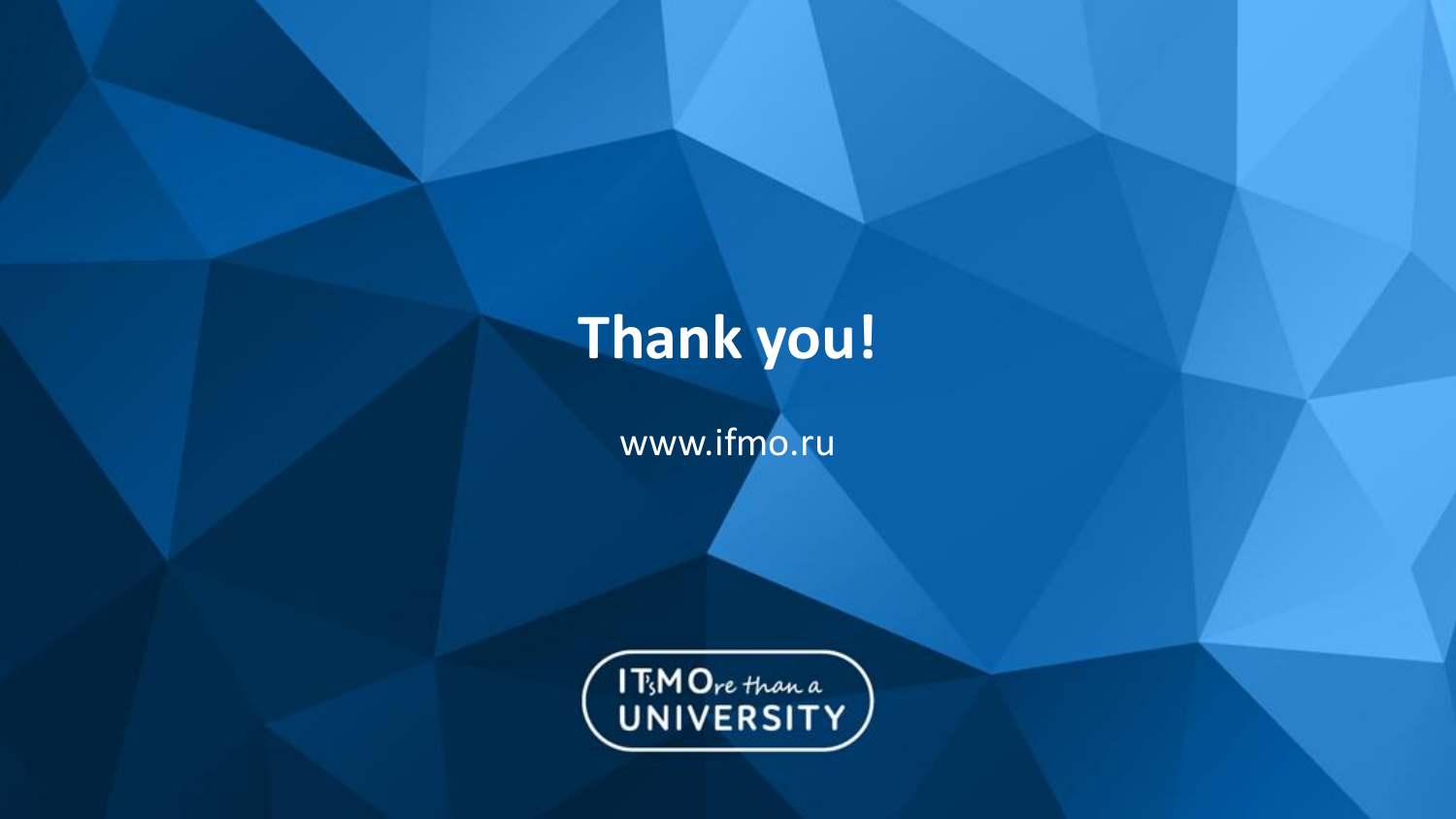# Thank you!

www.ifmo.ru

ITsMOre than a UNIVERSITY